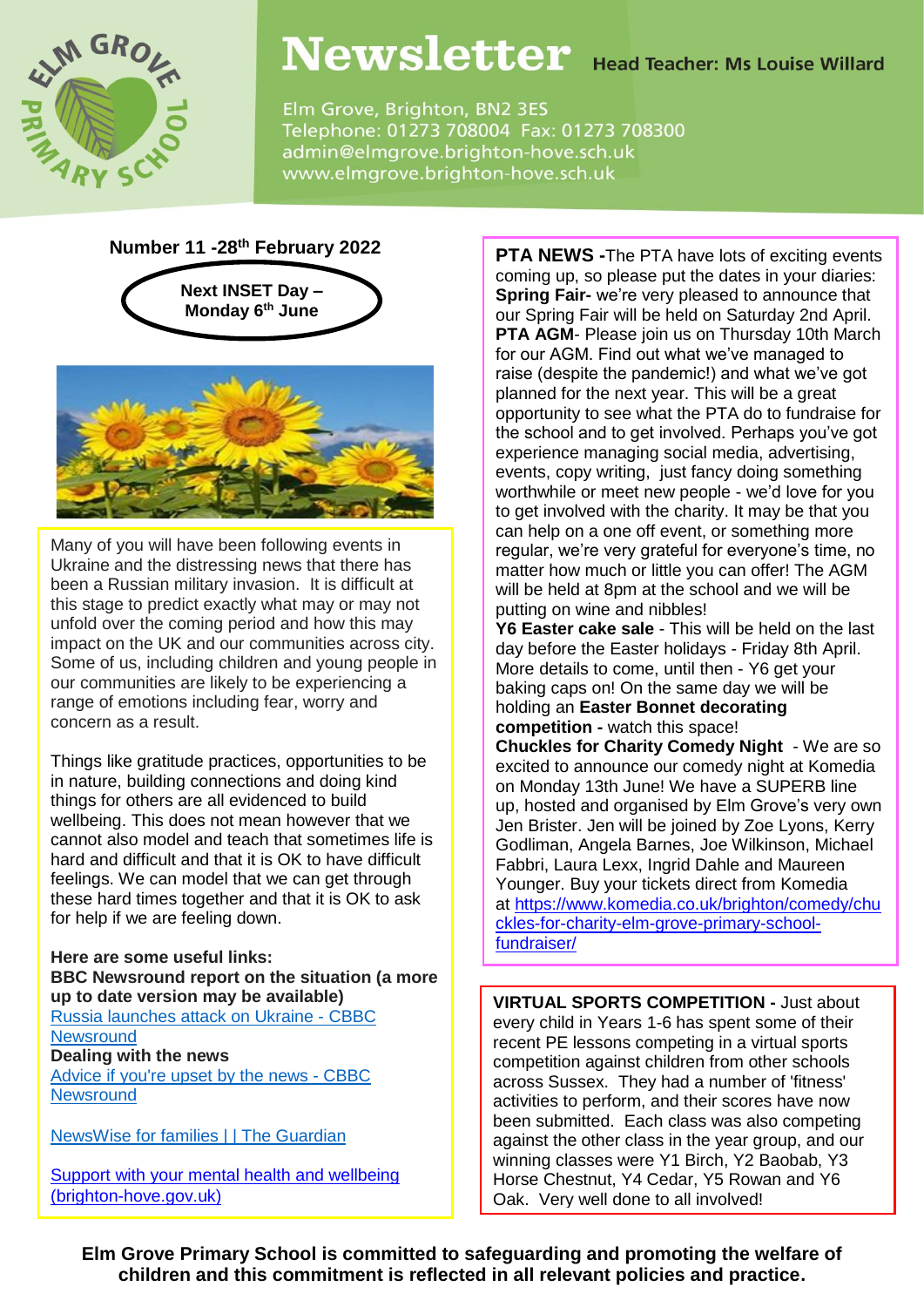# Newsletter

**Head Teacher: Ms Louise Willard**

Elm Grove, Brighton, BN2 3ES
Telephone: 01273 708004 Fax: 01273 708300
admin@elmgrove.brighton-hove.sch.uk
www.elmgrove.brighton-hove.sch.uk

**Number 11 -28th February 2022**

**Next INSET Day – Monday 6th June**

Many of you will have been following events in Ukraine and the distressing news that there has been a Russian military invasion. It is difficult at this stage to predict exactly what may or may not unfold over the coming period and how this may impact on the UK and our communities across city. Some of us, including children and young people in our communities are likely to be experiencing a range of emotions including fear, worry and concern as a result.

Things like gratitude practices, opportunities to be in nature, building connections and doing kind things for others are all evidenced to build wellbeing. This does not mean however that we cannot also model and teach that sometimes life is hard and difficult and that it is OK to have difficult feelings. We can model that we can get through these hard times together and that it is OK to ask for help if we are feeling down.

**Here are some useful links:**
**BBC Newsround report on the situation (a more up to date version may be available)**
Russia launches attack on Ukraine - CBBC Newsround
**Dealing with the news**
Advice if you're upset by the news - CBBC Newsround

NewsWise for families | | The Guardian

Support with your mental health and wellbeing (brighton-hove.gov.uk)

**PTA NEWS -** The PTA have lots of exciting events coming up, so please put the dates in your diaries:
**Spring Fair-** we're very pleased to announce that our Spring Fair will be held on Saturday 2nd April.
**PTA AGM**- Please join us on Thursday 10th March for our AGM. Find out what we've managed to raise (despite the pandemic!) and what we've got planned for the next year. This will be a great opportunity to see what the PTA do to fundraise for the school and to get involved. Perhaps you've got experience managing social media, advertising, events, copy writing, just fancy doing something worthwhile or meet new people - we'd love for you to get involved with the charity. It may be that you can help on a one off event, or something more regular, we're very grateful for everyone's time, no matter how much or little you can offer! The AGM will be held at 8pm at the school and we will be putting on wine and nibbles!
**Y6 Easter cake sale** - This will be held on the last day before the Easter holidays - Friday 8th April. More details to come, until then - Y6 get your baking caps on! On the same day we will be holding an **Easter Bonnet decorating competition -** watch this space!
**Chuckles for Charity Comedy Night** - We are so excited to announce our comedy night at Komedia on Monday 13th June! We have a SUPERB line up, hosted and organised by Elm Grove's very own Jen Brister. Jen will be joined by Zoe Lyons, Kerry Godliman, Angela Barnes, Joe Wilkinson, Michael Fabbri, Laura Lexx, Ingrid Dahle and Maureen Younger. Buy your tickets direct from Komedia at https://www.komedia.co.uk/brighton/comedy/chuckles-for-charity-elm-grove-primary-school-fundraiser/

**VIRTUAL SPORTS COMPETITION -** Just about every child in Years 1-6 has spent some of their recent PE lessons competing in a virtual sports competition against children from other schools across Sussex. They had a number of 'fitness' activities to perform, and their scores have now been submitted. Each class was also competing against the other class in the year group, and our winning classes were Y1 Birch, Y2 Baobab, Y3 Horse Chestnut, Y4 Cedar, Y5 Rowan and Y6 Oak. Very well done to all involved!

**Elm Grove Primary School is committed to safeguarding and promoting the welfare of children and this commitment is reflected in all relevant policies and practice.**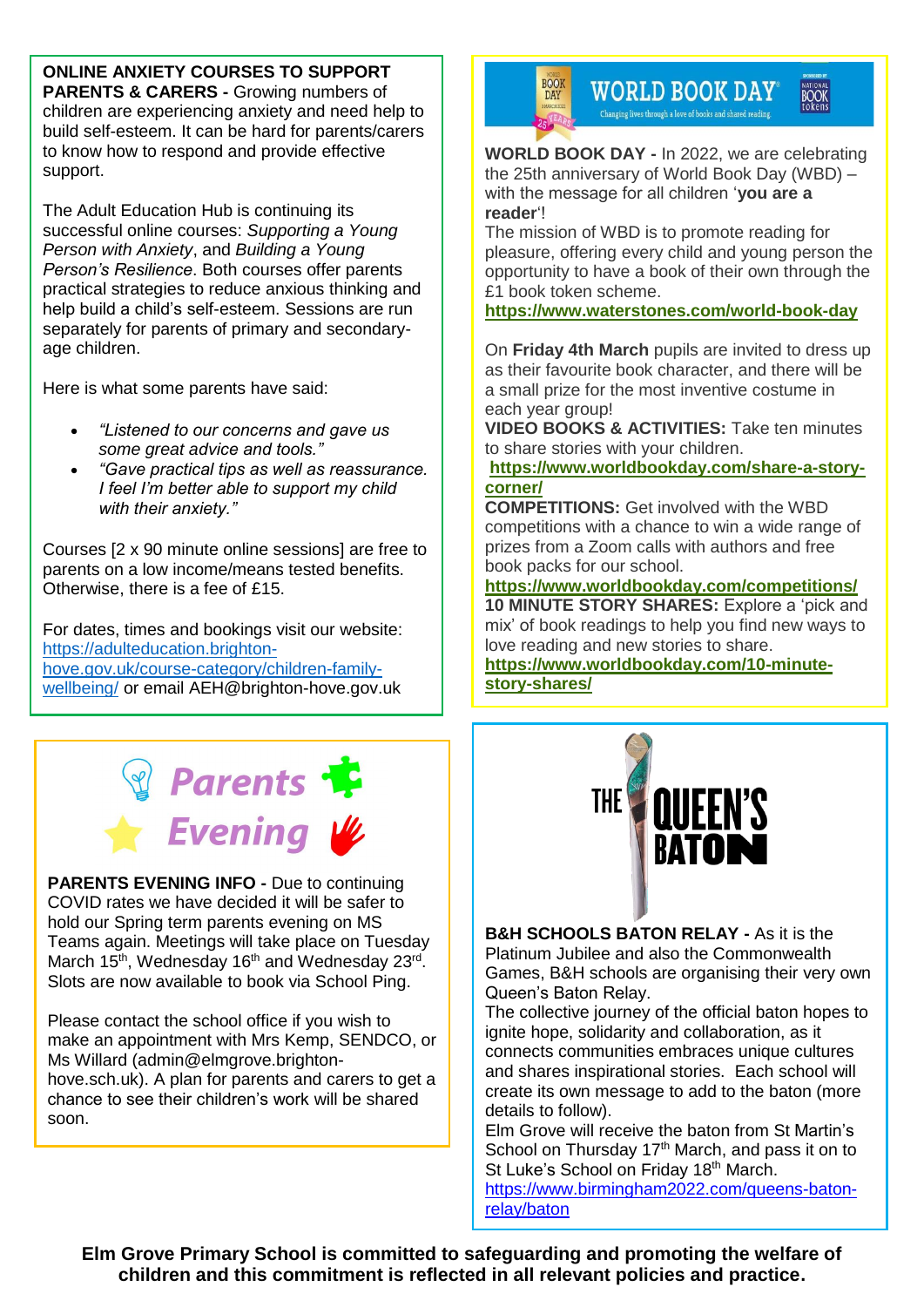**ONLINE ANXIETY COURSES TO SUPPORT PARENTS & CARERS -** Growing numbers of children are experiencing anxiety and need help to build self-esteem. It can be hard for parents/carers to know how to respond and provide effective support.

The Adult Education Hub is continuing its successful online courses: *Supporting a Young Person with Anxiety*, and *Building a Young Person's Resilience*. Both courses offer parents practical strategies to reduce anxious thinking and help build a child's self-esteem. Sessions are run separately for parents of primary and secondary-age children.

Here is what some parents have said:

- *"Listened to our concerns and gave us some great advice and tools."*
- *"Gave practical tips as well as reassurance. I feel I'm better able to support my child with their anxiety."*

Courses [2 x 90 minute online sessions] are free to parents on a low income/means tested benefits. Otherwise, there is a fee of £15.

For dates, times and bookings visit our website: https://adulteducation.brighton-hove.gov.uk/course-category/children-family-wellbeing/ or email AEH@brighton-hove.gov.uk

## Parents Evening

**PARENTS EVENING INFO -** Due to continuing COVID rates we have decided it will be safer to hold our Spring term parents evening on MS Teams again. Meetings will take place on Tuesday March 15th, Wednesday 16th and Wednesday 23rd. Slots are now available to book via School Ping.

Please contact the school office if you wish to make an appointment with Mrs Kemp, SENDCO, or Ms Willard (admin@elmgrove.brighton-hove.sch.uk). A plan for parents and carers to get a chance to see their children's work will be shared soon.

## WORLD BOOK DAY

Changing lives through a love of books and shared reading.

**WORLD BOOK DAY -** In 2022, we are celebrating the 25th anniversary of World Book Day (WBD) – with the message for all children '**you are a reader**'!
The mission of WBD is to promote reading for pleasure, offering every child and young person the opportunity to have a book of their own through the £1 book token scheme.
**https://www.waterstones.com/world-book-day**

On **Friday 4th March** pupils are invited to dress up as their favourite book character, and there will be a small prize for the most inventive costume in each year group!
**VIDEO BOOKS & ACTIVITIES:** Take ten minutes to share stories with your children.
**https://www.worldbookday.com/share-a-story-corner/**
**COMPETITIONS:** Get involved with the WBD competitions with a chance to win a wide range of prizes from a Zoom calls with authors and free book packs for our school.
**https://www.worldbookday.com/competitions/**
**10 MINUTE STORY SHARES:** Explore a 'pick and mix' of book readings to help you find new ways to love reading and new stories to share.
**https://www.worldbookday.com/10-minute-story-shares/**

## THE QUEEN'S BATON

**B&H SCHOOLS BATON RELAY -** As it is the Platinum Jubilee and also the Commonwealth Games, B&H schools are organising their very own Queen's Baton Relay.
The collective journey of the official baton hopes to ignite hope, solidarity and collaboration, as it connects communities embraces unique cultures and shares inspirational stories. Each school will create its own message to add to the baton (more details to follow).
Elm Grove will receive the baton from St Martin's School on Thursday 17th March, and pass it on to St Luke's School on Friday 18th March.
https://www.birmingham2022.com/queens-baton-relay/baton

**Elm Grove Primary School is committed to safeguarding and promoting the welfare of children and this commitment is reflected in all relevant policies and practice.**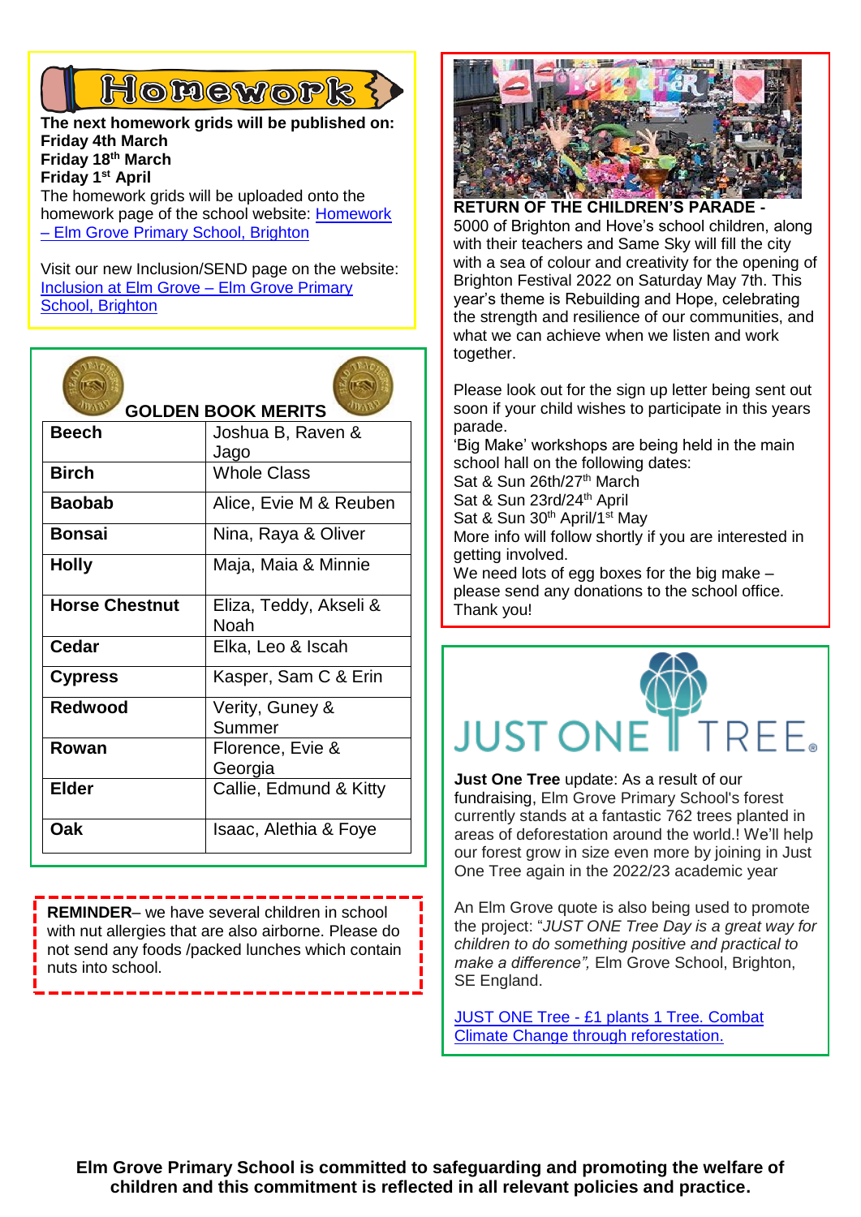## Homework

**The next homework grids will be published on:**
**Friday 4th March**
**Friday 18th March**
**Friday 1st April**

The homework grids will be uploaded onto the homework page of the school website: Homework – Elm Grove Primary School, Brighton

Visit our new Inclusion/SEND page on the website: Inclusion at Elm Grove – Elm Grove Primary School, Brighton

## GOLDEN BOOK MERITS

| Class | Names |
|---|---|
| **Beech** | Joshua B, Raven & Jago |
| **Birch** | Whole Class |
| **Baobab** | Alice, Evie M & Reuben |
| **Bonsai** | Nina, Raya & Oliver |
| **Holly** | Maja, Maia & Minnie |
| **Horse Chestnut** | Eliza, Teddy, Akseli & Noah |
| **Cedar** | Elka, Leo & Iscah |
| **Cypress** | Kasper, Sam C & Erin |
| **Redwood** | Verity, Guney & Summer |
| **Rowan** | Florence, Evie & Georgia |
| **Elder** | Callie, Edmund & Kitty |
| **Oak** | Isaac, Alethia & Foye |

**REMINDER**– we have several children in school with nut allergies that are also airborne. Please do not send any foods /packed lunches which contain nuts into school.

**RETURN OF THE CHILDREN'S PARADE -**
5000 of Brighton and Hove's school children, along with their teachers and Same Sky will fill the city with a sea of colour and creativity for the opening of Brighton Festival 2022 on Saturday May 7th. This year's theme is Rebuilding and Hope, celebrating the strength and resilience of our communities, and what we can achieve when we listen and work together.

Please look out for the sign up letter being sent out soon if your child wishes to participate in this years parade.
'Big Make' workshops are being held in the main school hall on the following dates:
Sat & Sun 26th/27th March
Sat & Sun 23rd/24th April
Sat & Sun 30th April/1st May
More info will follow shortly if you are interested in getting involved.
We need lots of egg boxes for the big make – please send any donations to the school office. Thank you!

**JUST ONE TREE**

**Just One Tree** update: As a result of our fundraising, Elm Grove Primary School's forest currently stands at a fantastic 762 trees planted in areas of deforestation around the world.! We'll help our forest grow in size even more by joining in Just One Tree again in the 2022/23 academic year

An Elm Grove quote is also being used to promote the project: "*JUST ONE Tree Day is a great way for children to do something positive and practical to make a difference",* Elm Grove School, Brighton, SE England.

JUST ONE Tree - £1 plants 1 Tree. Combat Climate Change through reforestation.

**Elm Grove Primary School is committed to safeguarding and promoting the welfare of children and this commitment is reflected in all relevant policies and practice.**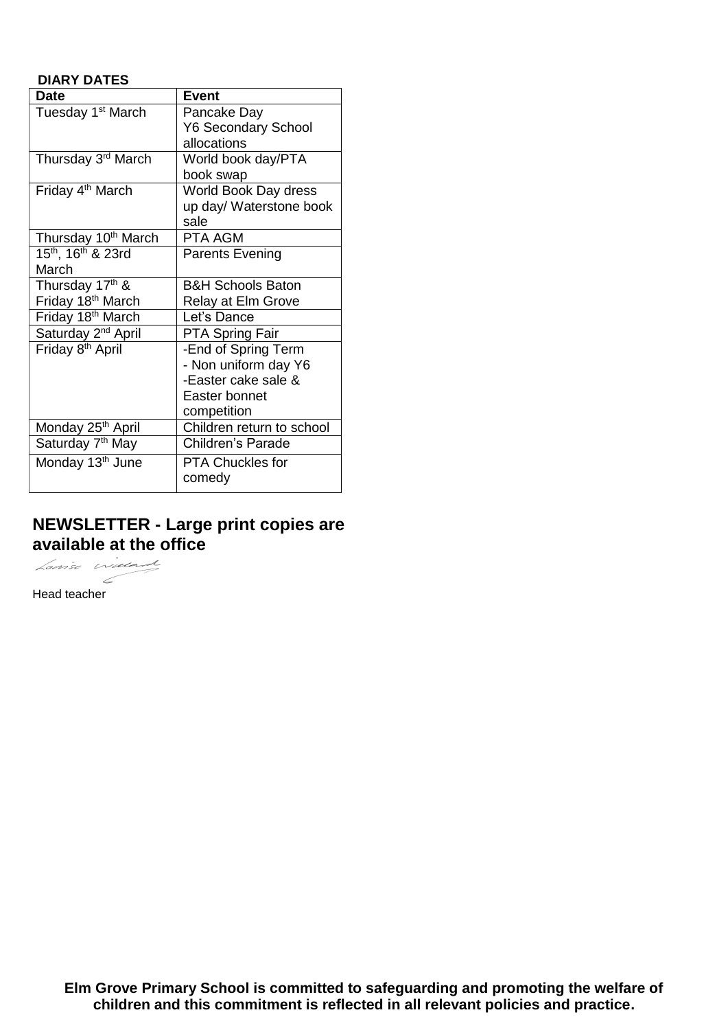**DIARY DATES**

| Date | Event |
| --- | --- |
| Tuesday 1st March | Pancake Day<br>Y6 Secondary School allocations |
| Thursday 3rd March | World book day/PTA book swap |
| Friday 4th March | World Book Day dress up day/ Waterstone book sale |
| Thursday 10th March | PTA AGM |
| 15th, 16th & 23rd March | Parents Evening |
| Thursday 17th & Friday 18th March | B&H Schools Baton Relay at Elm Grove |
| Friday 18th March | Let's Dance |
| Saturday 2nd April | PTA Spring Fair |
| Friday 8th April | -End of Spring Term<br>- Non uniform day Y6<br>-Easter cake sale & Easter bonnet competition |
| Monday 25th April | Children return to school |
| Saturday 7th May | Children's Parade |
| Monday 13th June | PTA Chuckles for comedy |

## NEWSLETTER - Large print copies are available at the office

Louise Willard

Head teacher

**Elm Grove Primary School is committed to safeguarding and promoting the welfare of children and this commitment is reflected in all relevant policies and practice.**